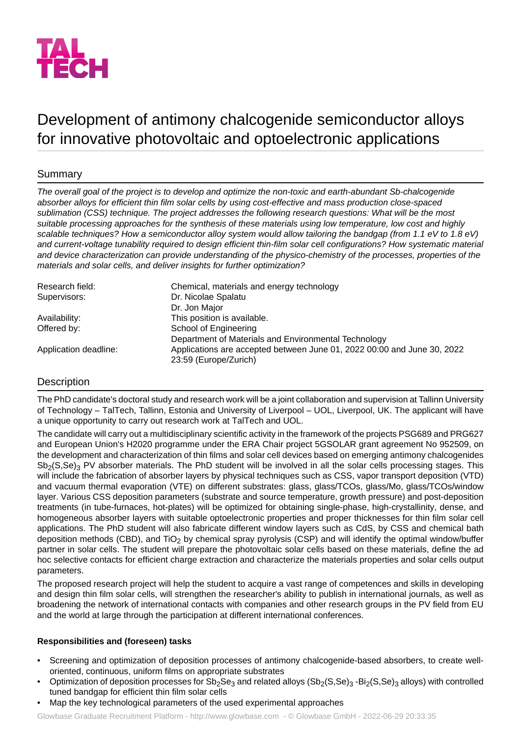TAL TECH

# Development of antimony chalcogenide semiconductor alloys for innovative photovoltaic and optoelectronic applications

## Summary

*The overall goal of the project is to develop and optimize the non-toxic and earth-abundant Sb-chalcogenide absorber alloys for efficient thin film solar cells by using cost-effective and mass production close-spaced sublimation (CSS) technique. The project addresses the following research questions: What will be the most suitable processing approaches for the synthesis of these materials using low temperature, low cost and highly scalable techniques? How a semiconductor alloy system would allow tailoring the bandgap (from 1.1 eV to 1.8 eV) and current-voltage tunability required to design efficient thin-film solar cell configurations? How systematic material and device characterization can provide understanding of the physico-chemistry of the processes, properties of the materials and solar cells, and deliver insights for further optimization?*

| | |
|---|---|
| Research field: | Chemical, materials and energy technology |
| Supervisors: | Dr. Nicolae Spalatu<br>Dr. Jon Major |
| Availability: | This position is available. |
| Offered by: | School of Engineering<br>Department of Materials and Environmental Technology |
| Application deadline: | Applications are accepted between June 01, 2022 00:00 and June 30, 2022 23:59 (Europe/Zurich) |

## Description

The PhD candidate's doctoral study and research work will be a joint collaboration and supervision at Tallinn University of Technology – TalTech, Tallinn, Estonia and University of Liverpool – UOL, Liverpool, UK. The applicant will have a unique opportunity to carry out research work at TalTech and UOL.

The candidate will carry out a multidisciplinary scientific activity in the framework of the projects PSG689 and PRG627 and European Union's H2020 programme under the ERA Chair project 5GSOLAR grant agreement No 952509, on the development and characterization of thin films and solar cell devices based on emerging antimony chalcogenides $Sb_2(S,Se)_3$ PV absorber materials. The PhD student will be involved in all the solar cells processing stages. This will include the fabrication of absorber layers by physical techniques such as CSS, vapor transport deposition (VTD) and vacuum thermal evaporation (VTE) on different substrates: glass, glass/TCOs, glass/Mo, glass/TCOs/window layer. Various CSS deposition parameters (substrate and source temperature, growth pressure) and post-deposition treatments (in tube-furnaces, hot-plates) will be optimized for obtaining single-phase, high-crystallinity, dense, and homogeneous absorber layers with suitable optoelectronic properties and proper thicknesses for thin film solar cell applications. The PhD student will also fabricate different window layers such as CdS, by CSS and chemical bath deposition methods (CBD), and $TiO_2$ by chemical spray pyrolysis (CSP) and will identify the optimal window/buffer partner in solar cells. The student will prepare the photovoltaic solar cells based on these materials, define the ad hoc selective contacts for efficient charge extraction and characterize the materials properties and solar cells output parameters.

The proposed research project will help the student to acquire a vast range of competences and skills in developing and design thin film solar cells, will strengthen the researcher's ability to publish in international journals, as well as broadening the network of international contacts with companies and other research groups in the PV field from EU and the world at large through the participation at different international conferences.

**Responsibilities and (foreseen) tasks**

- Screening and optimization of deposition processes of antimony chalcogenide-based absorbers, to create well-oriented, continuous, uniform films on appropriate substrates
- Optimization of deposition processes for $Sb_2Se_3$ and related alloys ($Sb_2(S,Se)_3$ -$Bi_2(S,Se)_3$ alloys) with controlled tuned bandgap for efficient thin film solar cells
- Map the key technological parameters of the used experimental approaches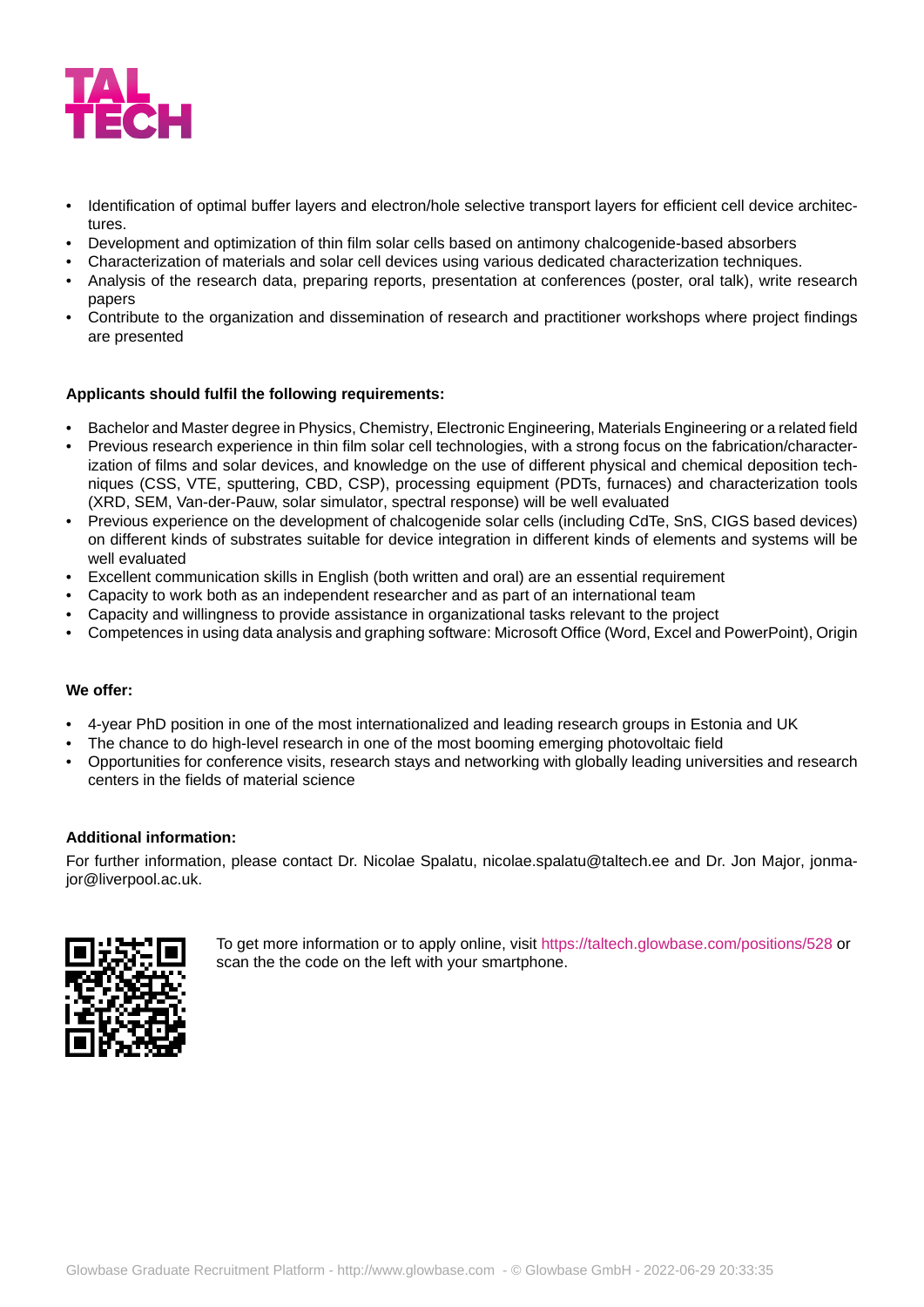- Identification of optimal buffer layers and electron/hole selective transport layers for efficient cell device architectures.
- Development and optimization of thin film solar cells based on antimony chalcogenide-based absorbers
- Characterization of materials and solar cell devices using various dedicated characterization techniques.
- Analysis of the research data, preparing reports, presentation at conferences (poster, oral talk), write research papers
- Contribute to the organization and dissemination of research and practitioner workshops where project findings are presented

**Applicants should fulfil the following requirements:**

- Bachelor and Master degree in Physics, Chemistry, Electronic Engineering, Materials Engineering or a related field
- Previous research experience in thin film solar cell technologies, with a strong focus on the fabrication/characterization of films and solar devices, and knowledge on the use of different physical and chemical deposition techniques (CSS, VTE, sputtering, CBD, CSP), processing equipment (PDTs, furnaces) and characterization tools (XRD, SEM, Van-der-Pauw, solar simulator, spectral response) will be well evaluated
- Previous experience on the development of chalcogenide solar cells (including CdTe, SnS, CIGS based devices) on different kinds of substrates suitable for device integration in different kinds of elements and systems will be well evaluated
- Excellent communication skills in English (both written and oral) are an essential requirement
- Capacity to work both as an independent researcher and as part of an international team
- Capacity and willingness to provide assistance in organizational tasks relevant to the project
- Competences in using data analysis and graphing software: Microsoft Office (Word, Excel and PowerPoint), Origin

**We offer:**

- 4-year PhD position in one of the most internationalized and leading research groups in Estonia and UK
- The chance to do high-level research in one of the most booming emerging photovoltaic field
- Opportunities for conference visits, research stays and networking with globally leading universities and research centers in the fields of material science

**Additional information:**

For further information, please contact Dr. Nicolae Spalatu, nicolae.spalatu@taltech.ee and Dr. Jon Major, jonmajor@liverpool.ac.uk.

To get more information or to apply online, visit https://taltech.glowbase.com/positions/528 or scan the the code on the left with your smartphone.